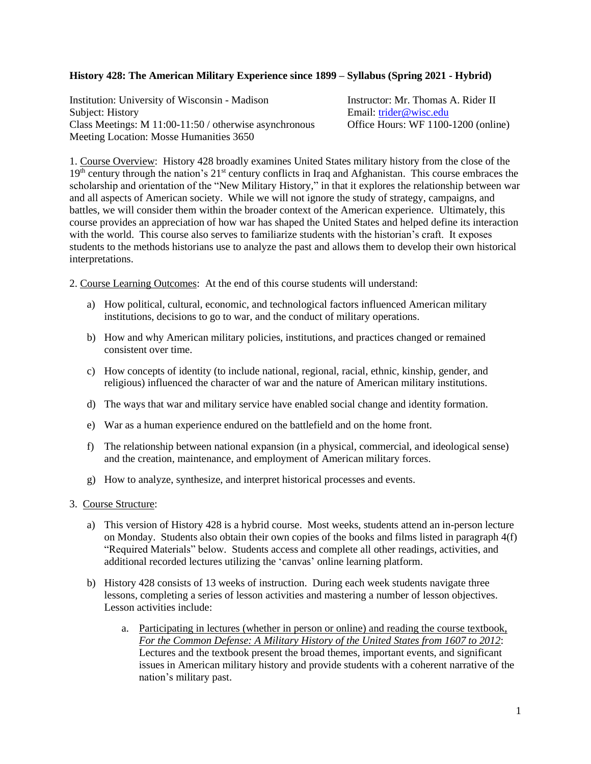**History 428: The American Military Experience since 1899 – Syllabus (Spring 2021 - Hybrid)**

Institution: University of Wisconsin - Madison
Subject: History
Class Meetings: M 11:00-11:50 / otherwise asynchronous
Meeting Location: Mosse Humanities 3650

Instructor: Mr. Thomas A. Rider II
Email: trider@wisc.edu
Office Hours: WF 1100-1200 (online)

1. Course Overview: History 428 broadly examines United States military history from the close of the 19th century through the nation's 21st century conflicts in Iraq and Afghanistan. This course embraces the scholarship and orientation of the "New Military History," in that it explores the relationship between war and all aspects of American society. While we will not ignore the study of strategy, campaigns, and battles, we will consider them within the broader context of the American experience. Ultimately, this course provides an appreciation of how war has shaped the United States and helped define its interaction with the world. This course also serves to familiarize students with the historian's craft. It exposes students to the methods historians use to analyze the past and allows them to develop their own historical interpretations.

2. Course Learning Outcomes: At the end of this course students will understand:

a) How political, cultural, economic, and technological factors influenced American military institutions, decisions to go to war, and the conduct of military operations.

b) How and why American military policies, institutions, and practices changed or remained consistent over time.

c) How concepts of identity (to include national, regional, racial, ethnic, kinship, gender, and religious) influenced the character of war and the nature of American military institutions.

d) The ways that war and military service have enabled social change and identity formation.

e) War as a human experience endured on the battlefield and on the home front.

f) The relationship between national expansion (in a physical, commercial, and ideological sense) and the creation, maintenance, and employment of American military forces.

g) How to analyze, synthesize, and interpret historical processes and events.

3. Course Structure:

a) This version of History 428 is a hybrid course. Most weeks, students attend an in-person lecture on Monday. Students also obtain their own copies of the books and films listed in paragraph 4(f) "Required Materials" below. Students access and complete all other readings, activities, and additional recorded lectures utilizing the 'canvas' online learning platform.

b) History 428 consists of 13 weeks of instruction. During each week students navigate three lessons, completing a series of lesson activities and mastering a number of lesson objectives. Lesson activities include:

   a. Participating in lectures (whether in person or online) and reading the course textbook, *For the Common Defense: A Military History of the United States from 1607 to 2012*: Lectures and the textbook present the broad themes, important events, and significant issues in American military history and provide students with a coherent narrative of the nation's military past.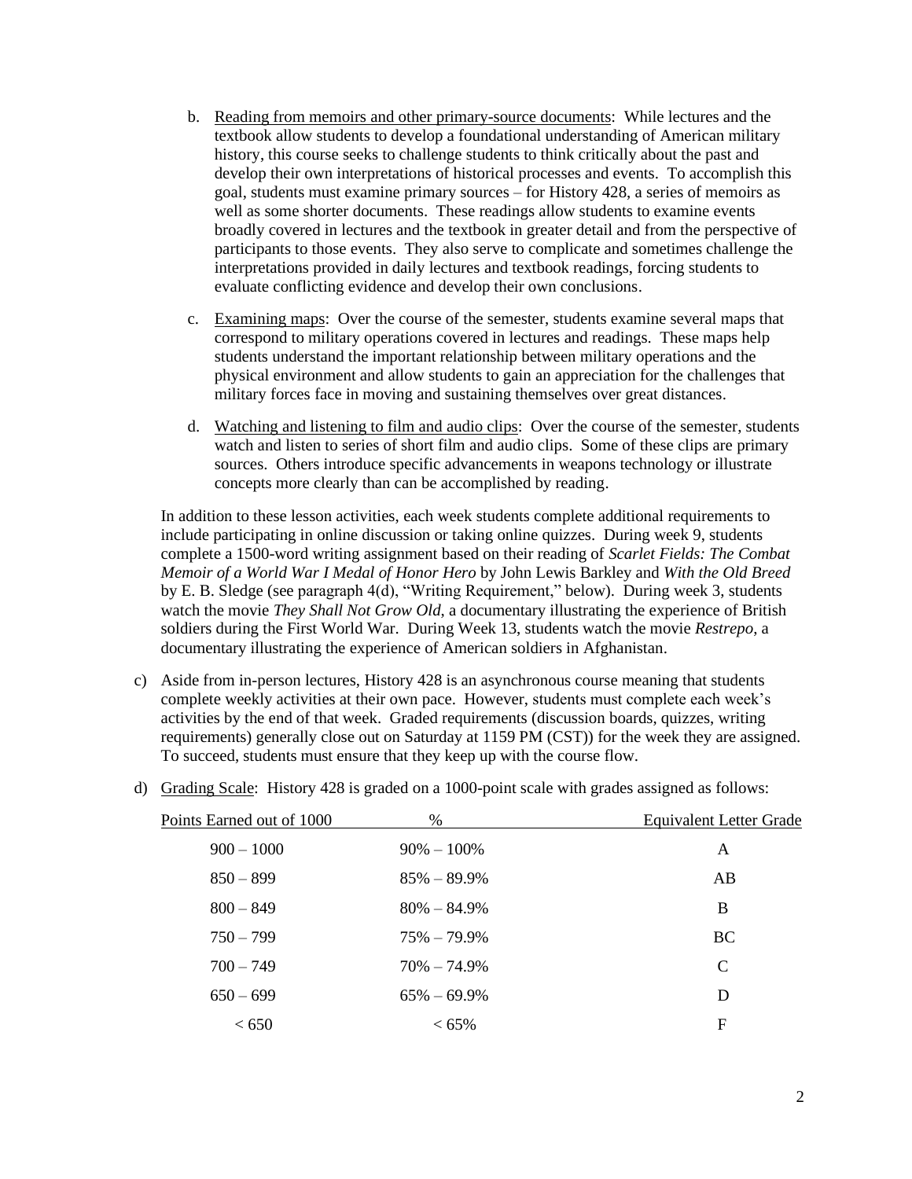b. Reading from memoirs and other primary-source documents: While lectures and the textbook allow students to develop a foundational understanding of American military history, this course seeks to challenge students to think critically about the past and develop their own interpretations of historical processes and events. To accomplish this goal, students must examine primary sources – for History 428, a series of memoirs as well as some shorter documents. These readings allow students to examine events broadly covered in lectures and the textbook in greater detail and from the perspective of participants to those events. They also serve to complicate and sometimes challenge the interpretations provided in daily lectures and textbook readings, forcing students to evaluate conflicting evidence and develop their own conclusions.

c. Examining maps: Over the course of the semester, students examine several maps that correspond to military operations covered in lectures and readings. These maps help students understand the important relationship between military operations and the physical environment and allow students to gain an appreciation for the challenges that military forces face in moving and sustaining themselves over great distances.

d. Watching and listening to film and audio clips: Over the course of the semester, students watch and listen to series of short film and audio clips. Some of these clips are primary sources. Others introduce specific advancements in weapons technology or illustrate concepts more clearly than can be accomplished by reading.

In addition to these lesson activities, each week students complete additional requirements to include participating in online discussion or taking online quizzes. During week 9, students complete a 1500-word writing assignment based on their reading of *Scarlet Fields: The Combat Memoir of a World War I Medal of Honor Hero* by John Lewis Barkley and *With the Old Breed* by E. B. Sledge (see paragraph 4(d), "Writing Requirement," below). During week 3, students watch the movie *They Shall Not Grow Old*, a documentary illustrating the experience of British soldiers during the First World War. During Week 13, students watch the movie *Restrepo*, a documentary illustrating the experience of American soldiers in Afghanistan.

c) Aside from in-person lectures, History 428 is an asynchronous course meaning that students complete weekly activities at their own pace. However, students must complete each week's activities by the end of that week. Graded requirements (discussion boards, quizzes, writing requirements) generally close out on Saturday at 1159 PM (CST)) for the week they are assigned. To succeed, students must ensure that they keep up with the course flow.

d) Grading Scale: History 428 is graded on a 1000-point scale with grades assigned as follows:

| Points Earned out of 1000 | % | Equivalent Letter Grade |
|---|---|---|
| 900 – 1000 | 90% – 100% | A |
| 850 – 899 | 85% – 89.9% | AB |
| 800 – 849 | 80% – 84.9% | B |
| 750 – 799 | 75% – 79.9% | BC |
| 700 – 749 | 70% – 74.9% | C |
| 650 – 699 | 65% – 69.9% | D |
| < 650 | < 65% | F |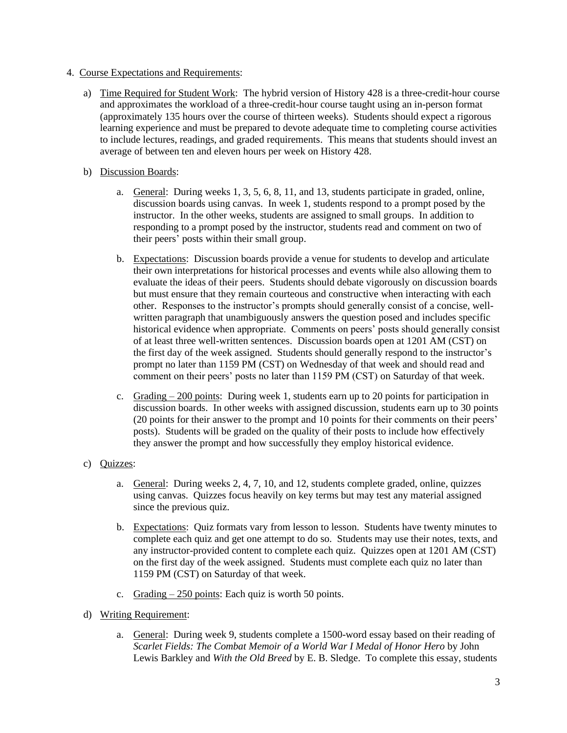4. <u>Course Expectations and Requirements</u>:

   a) <u>Time Required for Student Work</u>: The hybrid version of History 428 is a three-credit-hour course and approximates the workload of a three-credit-hour course taught using an in-person format (approximately 135 hours over the course of thirteen weeks). Students should expect a rigorous learning experience and must be prepared to devote adequate time to completing course activities to include lectures, readings, and graded requirements. This means that students should invest an average of between ten and eleven hours per week on History 428.

   b) <u>Discussion Boards</u>:

      a. <u>General</u>: During weeks 1, 3, 5, 6, 8, 11, and 13, students participate in graded, online, discussion boards using canvas. In week 1, students respond to a prompt posed by the instructor. In the other weeks, students are assigned to small groups. In addition to responding to a prompt posed by the instructor, students read and comment on two of their peers' posts within their small group.

      b. <u>Expectations</u>: Discussion boards provide a venue for students to develop and articulate their own interpretations for historical processes and events while also allowing them to evaluate the ideas of their peers. Students should debate vigorously on discussion boards but must ensure that they remain courteous and constructive when interacting with each other. Responses to the instructor's prompts should generally consist of a concise, well-written paragraph that unambiguously answers the question posed and includes specific historical evidence when appropriate. Comments on peers' posts should generally consist of at least three well-written sentences. Discussion boards open at 1201 AM (CST) on the first day of the week assigned. Students should generally respond to the instructor's prompt no later than 1159 PM (CST) on Wednesday of that week and should read and comment on their peers' posts no later than 1159 PM (CST) on Saturday of that week.

      c. <u>Grading – 200 points</u>: During week 1, students earn up to 20 points for participation in discussion boards. In other weeks with assigned discussion, students earn up to 30 points (20 points for their answer to the prompt and 10 points for their comments on their peers' posts). Students will be graded on the quality of their posts to include how effectively they answer the prompt and how successfully they employ historical evidence.

   c) <u>Quizzes</u>:

      a. <u>General</u>: During weeks 2, 4, 7, 10, and 12, students complete graded, online, quizzes using canvas. Quizzes focus heavily on key terms but may test any material assigned since the previous quiz.

      b. <u>Expectations</u>: Quiz formats vary from lesson to lesson. Students have twenty minutes to complete each quiz and get one attempt to do so. Students may use their notes, texts, and any instructor-provided content to complete each quiz. Quizzes open at 1201 AM (CST) on the first day of the week assigned. Students must complete each quiz no later than 1159 PM (CST) on Saturday of that week.

      c. <u>Grading – 250 points</u>: Each quiz is worth 50 points.

   d) <u>Writing Requirement</u>:

      a. <u>General</u>: During week 9, students complete a 1500-word essay based on their reading of *Scarlet Fields: The Combat Memoir of a World War I Medal of Honor Hero* by John Lewis Barkley and *With the Old Breed* by E. B. Sledge. To complete this essay, students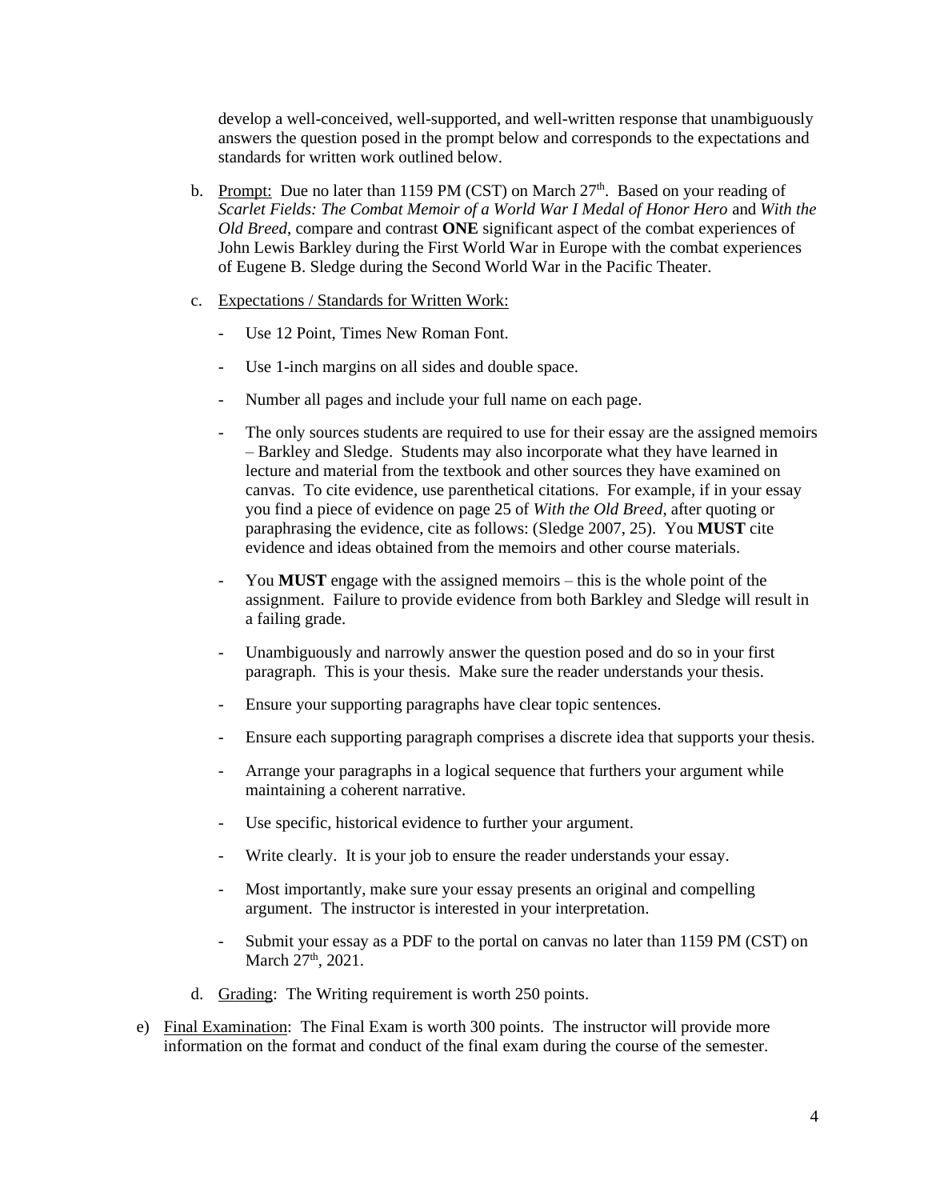develop a well-conceived, well-supported, and well-written response that unambiguously answers the question posed in the prompt below and corresponds to the expectations and standards for written work outlined below.

b. Prompt: Due no later than 1159 PM (CST) on March 27th. Based on your reading of *Scarlet Fields: The Combat Memoir of a World War I Medal of Honor Hero* and *With the Old Breed*, compare and contrast **ONE** significant aspect of the combat experiences of John Lewis Barkley during the First World War in Europe with the combat experiences of Eugene B. Sledge during the Second World War in the Pacific Theater.

c. Expectations / Standards for Written Work:

- Use 12 Point, Times New Roman Font.
- Use 1-inch margins on all sides and double space.
- Number all pages and include your full name on each page.
- The only sources students are required to use for their essay are the assigned memoirs – Barkley and Sledge. Students may also incorporate what they have learned in lecture and material from the textbook and other sources they have examined on canvas. To cite evidence, use parenthetical citations. For example, if in your essay you find a piece of evidence on page 25 of *With the Old Breed*, after quoting or paraphrasing the evidence, cite as follows: (Sledge 2007, 25). You **MUST** cite evidence and ideas obtained from the memoirs and other course materials.
- You **MUST** engage with the assigned memoirs – this is the whole point of the assignment. Failure to provide evidence from both Barkley and Sledge will result in a failing grade.
- Unambiguously and narrowly answer the question posed and do so in your first paragraph. This is your thesis. Make sure the reader understands your thesis.
- Ensure your supporting paragraphs have clear topic sentences.
- Ensure each supporting paragraph comprises a discrete idea that supports your thesis.
- Arrange your paragraphs in a logical sequence that furthers your argument while maintaining a coherent narrative.
- Use specific, historical evidence to further your argument.
- Write clearly. It is your job to ensure the reader understands your essay.
- Most importantly, make sure your essay presents an original and compelling argument. The instructor is interested in your interpretation.
- Submit your essay as a PDF to the portal on canvas no later than 1159 PM (CST) on March 27th, 2021.

d. Grading: The Writing requirement is worth 250 points.

e) Final Examination: The Final Exam is worth 300 points. The instructor will provide more information on the format and conduct of the final exam during the course of the semester.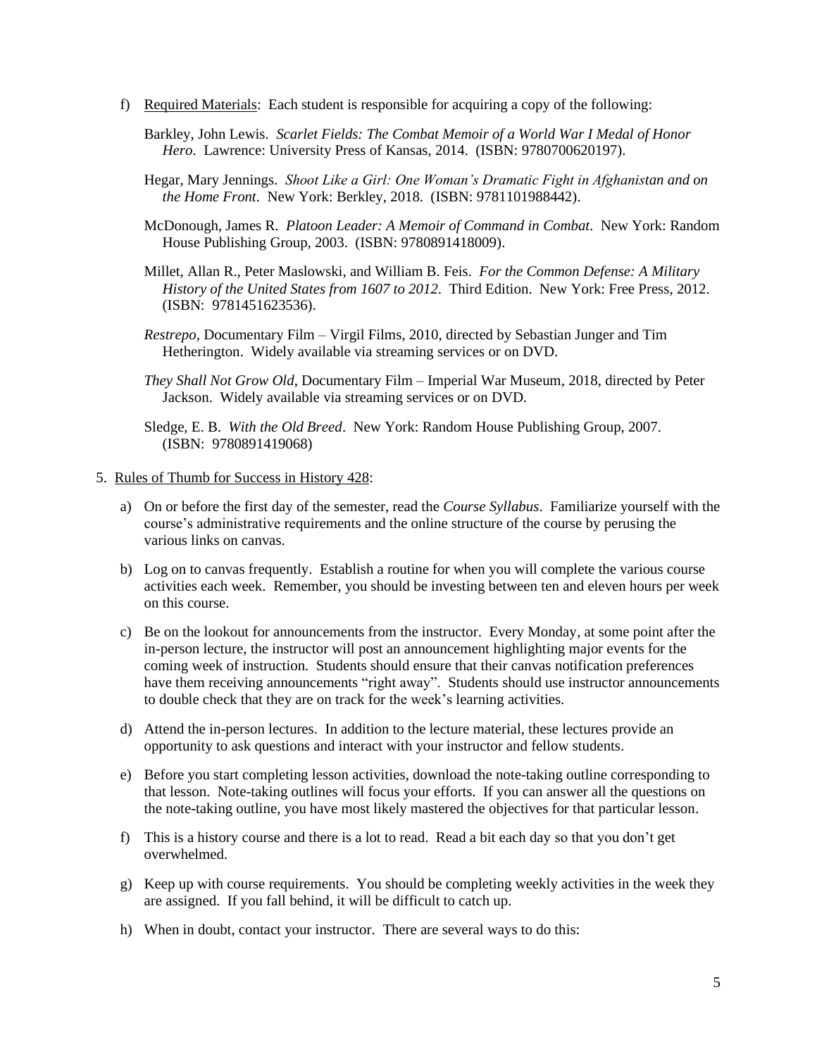f) Required Materials: Each student is responsible for acquiring a copy of the following:

Barkley, John Lewis. *Scarlet Fields: The Combat Memoir of a World War I Medal of Honor Hero*. Lawrence: University Press of Kansas, 2014. (ISBN: 9780700620197).

Hegar, Mary Jennings. *Shoot Like a Girl: One Woman's Dramatic Fight in Afghanistan and on the Home Front*. New York: Berkley, 2018. (ISBN: 9781101988442).

McDonough, James R. *Platoon Leader: A Memoir of Command in Combat*. New York: Random House Publishing Group, 2003. (ISBN: 9780891418009).

Millet, Allan R., Peter Maslowski, and William B. Feis. *For the Common Defense: A Military History of the United States from 1607 to 2012*. Third Edition. New York: Free Press, 2012. (ISBN: 9781451623536).

*Restrepo*, Documentary Film – Virgil Films, 2010, directed by Sebastian Junger and Tim Hetherington. Widely available via streaming services or on DVD.

*They Shall Not Grow Old*, Documentary Film – Imperial War Museum, 2018, directed by Peter Jackson. Widely available via streaming services or on DVD.

Sledge, E. B. *With the Old Breed*. New York: Random House Publishing Group, 2007. (ISBN: 9780891419068)

5. Rules of Thumb for Success in History 428:

a) On or before the first day of the semester, read the *Course Syllabus*. Familiarize yourself with the course's administrative requirements and the online structure of the course by perusing the various links on canvas.

b) Log on to canvas frequently. Establish a routine for when you will complete the various course activities each week. Remember, you should be investing between ten and eleven hours per week on this course.

c) Be on the lookout for announcements from the instructor. Every Monday, at some point after the in-person lecture, the instructor will post an announcement highlighting major events for the coming week of instruction. Students should ensure that their canvas notification preferences have them receiving announcements "right away". Students should use instructor announcements to double check that they are on track for the week's learning activities.

d) Attend the in-person lectures. In addition to the lecture material, these lectures provide an opportunity to ask questions and interact with your instructor and fellow students.

e) Before you start completing lesson activities, download the note-taking outline corresponding to that lesson. Note-taking outlines will focus your efforts. If you can answer all the questions on the note-taking outline, you have most likely mastered the objectives for that particular lesson.

f) This is a history course and there is a lot to read. Read a bit each day so that you don't get overwhelmed.

g) Keep up with course requirements. You should be completing weekly activities in the week they are assigned. If you fall behind, it will be difficult to catch up.

h) When in doubt, contact your instructor. There are several ways to do this: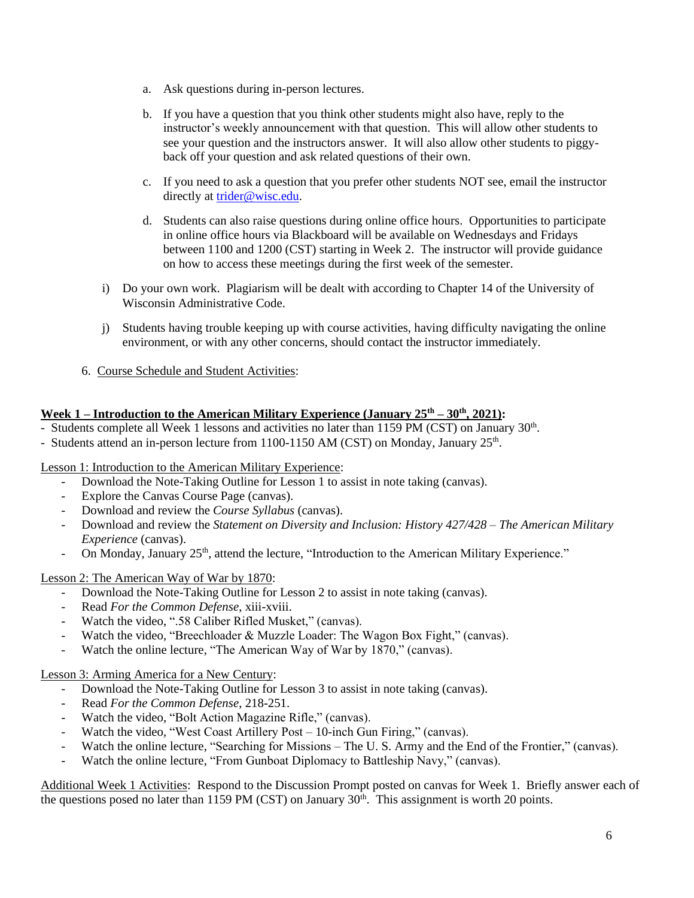a. Ask questions during in-person lectures.

b. If you have a question that you think other students might also have, reply to the instructor's weekly announcement with that question. This will allow other students to see your question and the instructors answer. It will also allow other students to piggy-back off your question and ask related questions of their own.

c. If you need to ask a question that you prefer other students NOT see, email the instructor directly at trider@wisc.edu.

d. Students can also raise questions during online office hours. Opportunities to participate in online office hours via Blackboard will be available on Wednesdays and Fridays between 1100 and 1200 (CST) starting in Week 2. The instructor will provide guidance on how to access these meetings during the first week of the semester.

i) Do your own work. Plagiarism will be dealt with according to Chapter 14 of the University of Wisconsin Administrative Code.

j) Students having trouble keeping up with course activities, having difficulty navigating the online environment, or with any other concerns, should contact the instructor immediately.

6. Course Schedule and Student Activities:

**Week 1 – Introduction to the American Military Experience (January 25th – 30th, 2021):**

- Students complete all Week 1 lessons and activities no later than 1159 PM (CST) on January 30th.
- Students attend an in-person lecture from 1100-1150 AM (CST) on Monday, January 25th.

Lesson 1: Introduction to the American Military Experience:

- Download the Note-Taking Outline for Lesson 1 to assist in note taking (canvas).
- Explore the Canvas Course Page (canvas).
- Download and review the *Course Syllabus* (canvas).
- Download and review the *Statement on Diversity and Inclusion: History 427/428 – The American Military Experience* (canvas).
- On Monday, January 25th, attend the lecture, "Introduction to the American Military Experience."

Lesson 2: The American Way of War by 1870:

- Download the Note-Taking Outline for Lesson 2 to assist in note taking (canvas).
- Read *For the Common Defense*, xiii-xviii.
- Watch the video, ".58 Caliber Rifled Musket," (canvas).
- Watch the video, "Breechloader & Muzzle Loader: The Wagon Box Fight," (canvas).
- Watch the online lecture, "The American Way of War by 1870," (canvas).

Lesson 3: Arming America for a New Century:

- Download the Note-Taking Outline for Lesson 3 to assist in note taking (canvas).
- Read *For the Common Defense,* 218-251.
- Watch the video, "Bolt Action Magazine Rifle," (canvas).
- Watch the video, "West Coast Artillery Post – 10-inch Gun Firing," (canvas).
- Watch the online lecture, "Searching for Missions – The U. S. Army and the End of the Frontier," (canvas).
- Watch the online lecture, "From Gunboat Diplomacy to Battleship Navy," (canvas).

Additional Week 1 Activities: Respond to the Discussion Prompt posted on canvas for Week 1. Briefly answer each of the questions posed no later than 1159 PM (CST) on January 30th. This assignment is worth 20 points.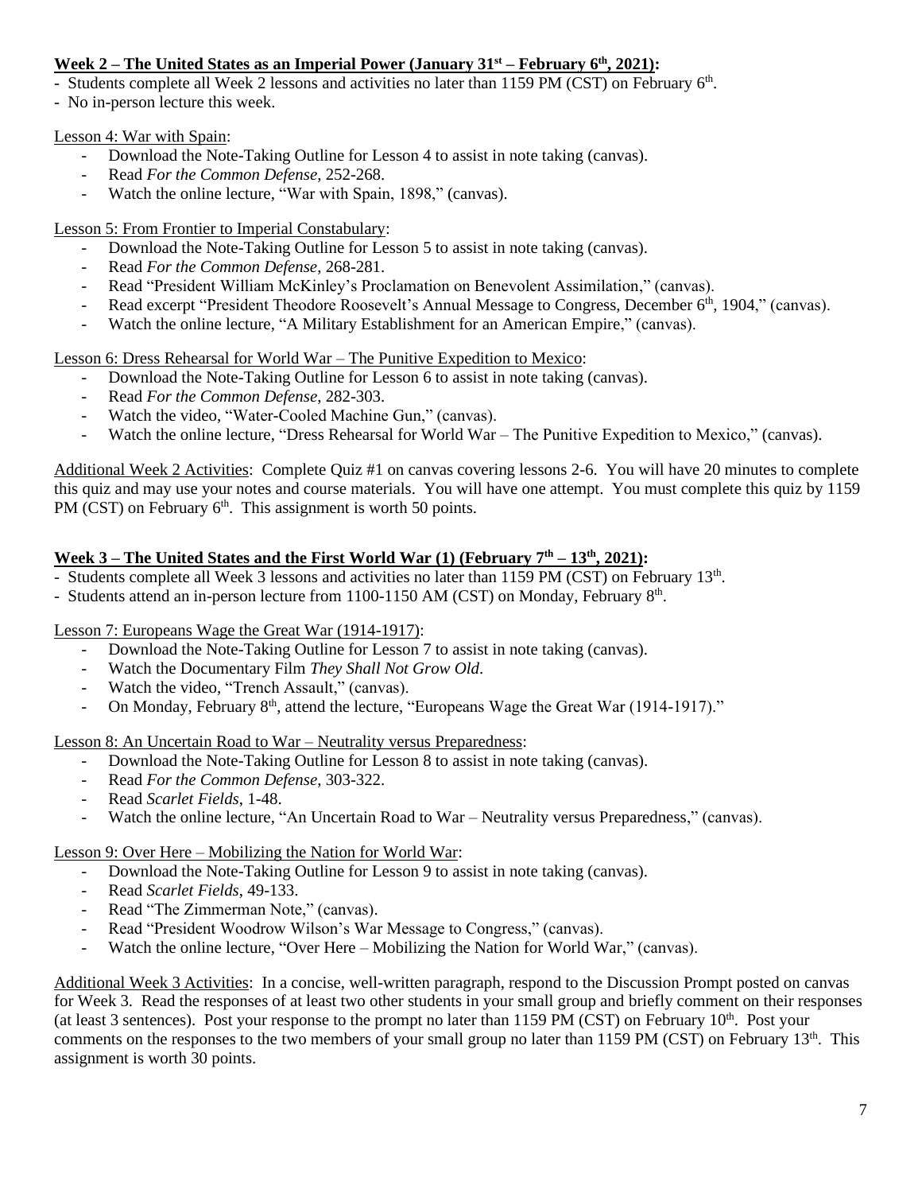**Week 2 – The United States as an Imperial Power (January 31st – February 6th, 2021):**

- Students complete all Week 2 lessons and activities no later than 1159 PM (CST) on February 6th.
- No in-person lecture this week.

Lesson 4: War with Spain:

- Download the Note-Taking Outline for Lesson 4 to assist in note taking (canvas).
- Read *For the Common Defense*, 252-268.
- Watch the online lecture, "War with Spain, 1898," (canvas).

Lesson 5: From Frontier to Imperial Constabulary:

- Download the Note-Taking Outline for Lesson 5 to assist in note taking (canvas).
- Read *For the Common Defense*, 268-281.
- Read "President William McKinley's Proclamation on Benevolent Assimilation," (canvas).
- Read excerpt "President Theodore Roosevelt's Annual Message to Congress, December 6th, 1904," (canvas).
- Watch the online lecture, "A Military Establishment for an American Empire," (canvas).

Lesson 6: Dress Rehearsal for World War – The Punitive Expedition to Mexico:

- Download the Note-Taking Outline for Lesson 6 to assist in note taking (canvas).
- Read *For the Common Defense*, 282-303.
- Watch the video, "Water-Cooled Machine Gun," (canvas).
- Watch the online lecture, "Dress Rehearsal for World War – The Punitive Expedition to Mexico," (canvas).

Additional Week 2 Activities: Complete Quiz #1 on canvas covering lessons 2-6. You will have 20 minutes to complete this quiz and may use your notes and course materials. You will have one attempt. You must complete this quiz by 1159 PM (CST) on February 6th. This assignment is worth 50 points.

**Week 3 – The United States and the First World War (1) (February 7th – 13th, 2021):**

- Students complete all Week 3 lessons and activities no later than 1159 PM (CST) on February 13th.
- Students attend an in-person lecture from 1100-1150 AM (CST) on Monday, February 8th.

Lesson 7: Europeans Wage the Great War (1914-1917):

- Download the Note-Taking Outline for Lesson 7 to assist in note taking (canvas).
- Watch the Documentary Film *They Shall Not Grow Old*.
- Watch the video, "Trench Assault," (canvas).
- On Monday, February 8th, attend the lecture, "Europeans Wage the Great War (1914-1917)."

Lesson 8: An Uncertain Road to War – Neutrality versus Preparedness:

- Download the Note-Taking Outline for Lesson 8 to assist in note taking (canvas).
- Read *For the Common Defense*, 303-322.
- Read *Scarlet Fields*, 1-48.
- Watch the online lecture, "An Uncertain Road to War – Neutrality versus Preparedness," (canvas).

Lesson 9: Over Here – Mobilizing the Nation for World War:

- Download the Note-Taking Outline for Lesson 9 to assist in note taking (canvas).
- Read *Scarlet Fields*, 49-133.
- Read "The Zimmerman Note," (canvas).
- Read "President Woodrow Wilson's War Message to Congress," (canvas).
- Watch the online lecture, "Over Here – Mobilizing the Nation for World War," (canvas).

Additional Week 3 Activities: In a concise, well-written paragraph, respond to the Discussion Prompt posted on canvas for Week 3. Read the responses of at least two other students in your small group and briefly comment on their responses (at least 3 sentences). Post your response to the prompt no later than 1159 PM (CST) on February 10th. Post your comments on the responses to the two members of your small group no later than 1159 PM (CST) on February 13th. This assignment is worth 30 points.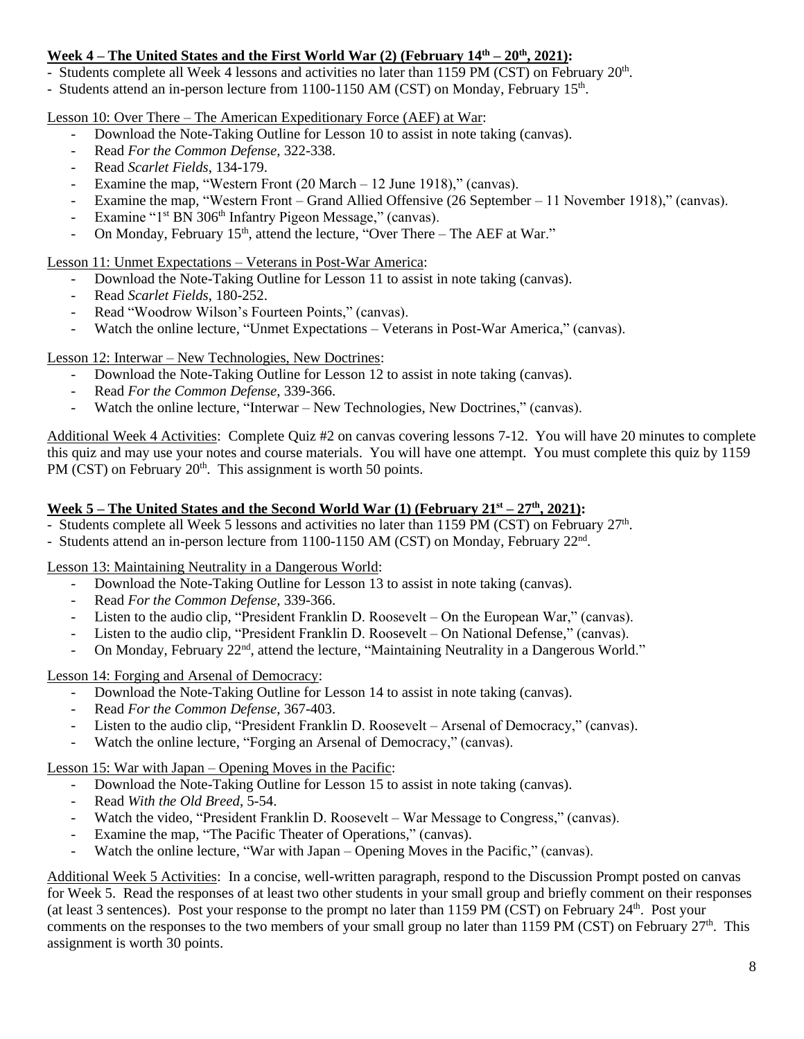**Week 4 – The United States and the First World War (2) (February 14th – 20th, 2021):**

- Students complete all Week 4 lessons and activities no later than 1159 PM (CST) on February 20th.
- Students attend an in-person lecture from 1100-1150 AM (CST) on Monday, February 15th.

Lesson 10: Over There – The American Expeditionary Force (AEF) at War:

- Download the Note-Taking Outline for Lesson 10 to assist in note taking (canvas).
- Read *For the Common Defense*, 322-338.
- Read *Scarlet Fields*, 134-179.
- Examine the map, "Western Front (20 March – 12 June 1918)," (canvas).
- Examine the map, "Western Front – Grand Allied Offensive (26 September – 11 November 1918)," (canvas).
- Examine "1st BN 306th Infantry Pigeon Message," (canvas).
- On Monday, February 15th, attend the lecture, "Over There – The AEF at War."

Lesson 11: Unmet Expectations – Veterans in Post-War America:

- Download the Note-Taking Outline for Lesson 11 to assist in note taking (canvas).
- Read *Scarlet Fields*, 180-252.
- Read "Woodrow Wilson's Fourteen Points," (canvas).
- Watch the online lecture, "Unmet Expectations – Veterans in Post-War America," (canvas).

Lesson 12: Interwar – New Technologies, New Doctrines:

- Download the Note-Taking Outline for Lesson 12 to assist in note taking (canvas).
- Read *For the Common Defense*, 339-366.
- Watch the online lecture, "Interwar – New Technologies, New Doctrines," (canvas).

Additional Week 4 Activities: Complete Quiz #2 on canvas covering lessons 7-12. You will have 20 minutes to complete this quiz and may use your notes and course materials. You will have one attempt. You must complete this quiz by 1159 PM (CST) on February 20th. This assignment is worth 50 points.

**Week 5 – The United States and the Second World War (1) (February 21st – 27th, 2021):**

- Students complete all Week 5 lessons and activities no later than 1159 PM (CST) on February 27th.
- Students attend an in-person lecture from 1100-1150 AM (CST) on Monday, February 22nd.

Lesson 13: Maintaining Neutrality in a Dangerous World:

- Download the Note-Taking Outline for Lesson 13 to assist in note taking (canvas).
- Read *For the Common Defense*, 339-366.
- Listen to the audio clip, "President Franklin D. Roosevelt – On the European War," (canvas).
- Listen to the audio clip, "President Franklin D. Roosevelt – On National Defense," (canvas).
- On Monday, February 22nd, attend the lecture, "Maintaining Neutrality in a Dangerous World."

Lesson 14: Forging and Arsenal of Democracy:

- Download the Note-Taking Outline for Lesson 14 to assist in note taking (canvas).
- Read *For the Common Defense*, 367-403.
- Listen to the audio clip, "President Franklin D. Roosevelt – Arsenal of Democracy," (canvas).
- Watch the online lecture, "Forging an Arsenal of Democracy," (canvas).

Lesson 15: War with Japan – Opening Moves in the Pacific:

- Download the Note-Taking Outline for Lesson 15 to assist in note taking (canvas).
- Read *With the Old Breed*, 5-54.
- Watch the video, "President Franklin D. Roosevelt – War Message to Congress," (canvas).
- Examine the map, "The Pacific Theater of Operations," (canvas).
- Watch the online lecture, "War with Japan – Opening Moves in the Pacific," (canvas).

Additional Week 5 Activities: In a concise, well-written paragraph, respond to the Discussion Prompt posted on canvas for Week 5. Read the responses of at least two other students in your small group and briefly comment on their responses (at least 3 sentences). Post your response to the prompt no later than 1159 PM (CST) on February 24th. Post your comments on the responses to the two members of your small group no later than 1159 PM (CST) on February 27th. This assignment is worth 30 points.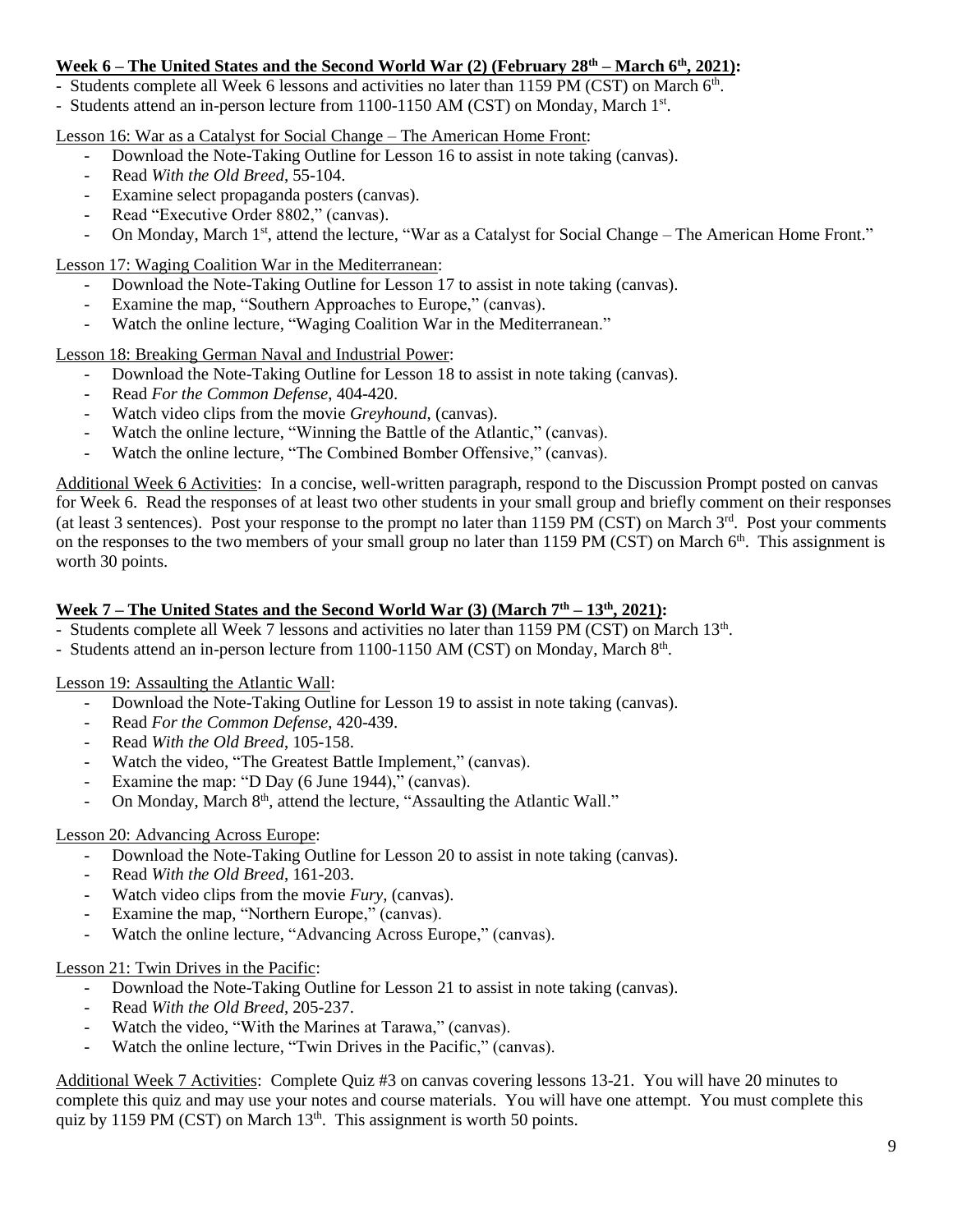**Week 6 – The United States and the Second World War (2) (February 28th – March 6th, 2021):**

- Students complete all Week 6 lessons and activities no later than 1159 PM (CST) on March 6th.
- Students attend an in-person lecture from 1100-1150 AM (CST) on Monday, March 1st.

Lesson 16: War as a Catalyst for Social Change – The American Home Front:

- Download the Note-Taking Outline for Lesson 16 to assist in note taking (canvas).
- Read *With the Old Breed*, 55-104.
- Examine select propaganda posters (canvas).
- Read "Executive Order 8802," (canvas).
- On Monday, March 1st, attend the lecture, "War as a Catalyst for Social Change – The American Home Front."

Lesson 17: Waging Coalition War in the Mediterranean:

- Download the Note-Taking Outline for Lesson 17 to assist in note taking (canvas).
- Examine the map, "Southern Approaches to Europe," (canvas).
- Watch the online lecture, "Waging Coalition War in the Mediterranean."

Lesson 18: Breaking German Naval and Industrial Power:

- Download the Note-Taking Outline for Lesson 18 to assist in note taking (canvas).
- Read *For the Common Defense*, 404-420.
- Watch video clips from the movie *Greyhound*, (canvas).
- Watch the online lecture, "Winning the Battle of the Atlantic," (canvas).
- Watch the online lecture, "The Combined Bomber Offensive," (canvas).

Additional Week 6 Activities: In a concise, well-written paragraph, respond to the Discussion Prompt posted on canvas for Week 6. Read the responses of at least two other students in your small group and briefly comment on their responses (at least 3 sentences). Post your response to the prompt no later than 1159 PM (CST) on March 3rd. Post your comments on the responses to the two members of your small group no later than 1159 PM (CST) on March 6th. This assignment is worth 30 points.

**Week 7 – The United States and the Second World War (3) (March 7th – 13th, 2021):**

- Students complete all Week 7 lessons and activities no later than 1159 PM (CST) on March 13th.
- Students attend an in-person lecture from 1100-1150 AM (CST) on Monday, March 8th.

Lesson 19: Assaulting the Atlantic Wall:

- Download the Note-Taking Outline for Lesson 19 to assist in note taking (canvas).
- Read *For the Common Defense*, 420-439.
- Read *With the Old Breed*, 105-158.
- Watch the video, "The Greatest Battle Implement," (canvas).
- Examine the map: "D Day (6 June 1944)," (canvas).
- On Monday, March 8th, attend the lecture, "Assaulting the Atlantic Wall."

Lesson 20: Advancing Across Europe:

- Download the Note-Taking Outline for Lesson 20 to assist in note taking (canvas).
- Read *With the Old Breed*, 161-203.
- Watch video clips from the movie *Fury*, (canvas).
- Examine the map, "Northern Europe," (canvas).
- Watch the online lecture, "Advancing Across Europe," (canvas).

Lesson 21: Twin Drives in the Pacific:

- Download the Note-Taking Outline for Lesson 21 to assist in note taking (canvas).
- Read *With the Old Breed*, 205-237.
- Watch the video, "With the Marines at Tarawa," (canvas).
- Watch the online lecture, "Twin Drives in the Pacific," (canvas).

Additional Week 7 Activities: Complete Quiz #3 on canvas covering lessons 13-21. You will have 20 minutes to complete this quiz and may use your notes and course materials. You will have one attempt. You must complete this quiz by 1159 PM (CST) on March 13th. This assignment is worth 50 points.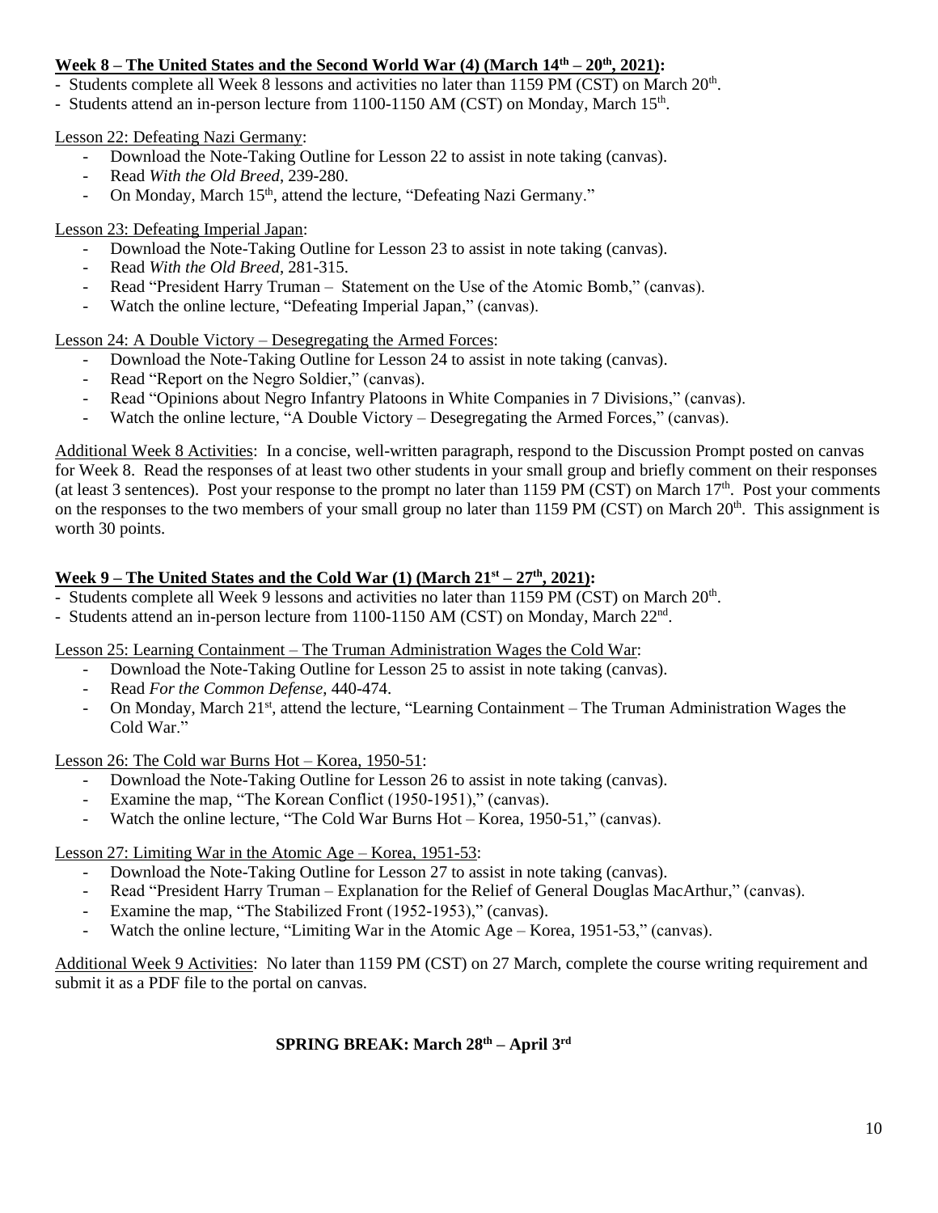**<u>Week 8 – The United States and the Second World War (4) (March 14th – 20th, 2021)</u>:**

- Students complete all Week 8 lessons and activities no later than 1159 PM (CST) on March 20th.
- Students attend an in-person lecture from 1100-1150 AM (CST) on Monday, March 15th.

<u>Lesson 22: Defeating Nazi Germany</u>:

- Download the Note-Taking Outline for Lesson 22 to assist in note taking (canvas).
- Read *With the Old Breed*, 239-280.
- On Monday, March 15th, attend the lecture, "Defeating Nazi Germany."

<u>Lesson 23: Defeating Imperial Japan</u>:

- Download the Note-Taking Outline for Lesson 23 to assist in note taking (canvas).
- Read *With the Old Breed*, 281-315.
- Read "President Harry Truman – Statement on the Use of the Atomic Bomb," (canvas).
- Watch the online lecture, "Defeating Imperial Japan," (canvas).

<u>Lesson 24: A Double Victory – Desegregating the Armed Forces</u>:

- Download the Note-Taking Outline for Lesson 24 to assist in note taking (canvas).
- Read "Report on the Negro Soldier," (canvas).
- Read "Opinions about Negro Infantry Platoons in White Companies in 7 Divisions," (canvas).
- Watch the online lecture, "A Double Victory – Desegregating the Armed Forces," (canvas).

<u>Additional Week 8 Activities</u>: In a concise, well-written paragraph, respond to the Discussion Prompt posted on canvas for Week 8. Read the responses of at least two other students in your small group and briefly comment on their responses (at least 3 sentences). Post your response to the prompt no later than 1159 PM (CST) on March 17th. Post your comments on the responses to the two members of your small group no later than 1159 PM (CST) on March 20th. This assignment is worth 30 points.

**<u>Week 9 – The United States and the Cold War (1) (March 21st – 27th, 2021)</u>:**

- Students complete all Week 9 lessons and activities no later than 1159 PM (CST) on March 20th.
- Students attend an in-person lecture from 1100-1150 AM (CST) on Monday, March 22nd.

<u>Lesson 25: Learning Containment – The Truman Administration Wages the Cold War</u>:

- Download the Note-Taking Outline for Lesson 25 to assist in note taking (canvas).
- Read *For the Common Defense*, 440-474.
- On Monday, March 21st, attend the lecture, "Learning Containment – The Truman Administration Wages the Cold War."

<u>Lesson 26: The Cold war Burns Hot – Korea, 1950-51</u>:

- Download the Note-Taking Outline for Lesson 26 to assist in note taking (canvas).
- Examine the map, "The Korean Conflict (1950-1951)," (canvas).
- Watch the online lecture, "The Cold War Burns Hot – Korea, 1950-51," (canvas).

<u>Lesson 27: Limiting War in the Atomic Age – Korea, 1951-53</u>:

- Download the Note-Taking Outline for Lesson 27 to assist in note taking (canvas).
- Read "President Harry Truman – Explanation for the Relief of General Douglas MacArthur," (canvas).
- Examine the map, "The Stabilized Front (1952-1953)," (canvas).
- Watch the online lecture, "Limiting War in the Atomic Age – Korea, 1951-53," (canvas).

<u>Additional Week 9 Activities</u>: No later than 1159 PM (CST) on 27 March, complete the course writing requirement and submit it as a PDF file to the portal on canvas.

**SPRING BREAK: March 28th – April 3rd**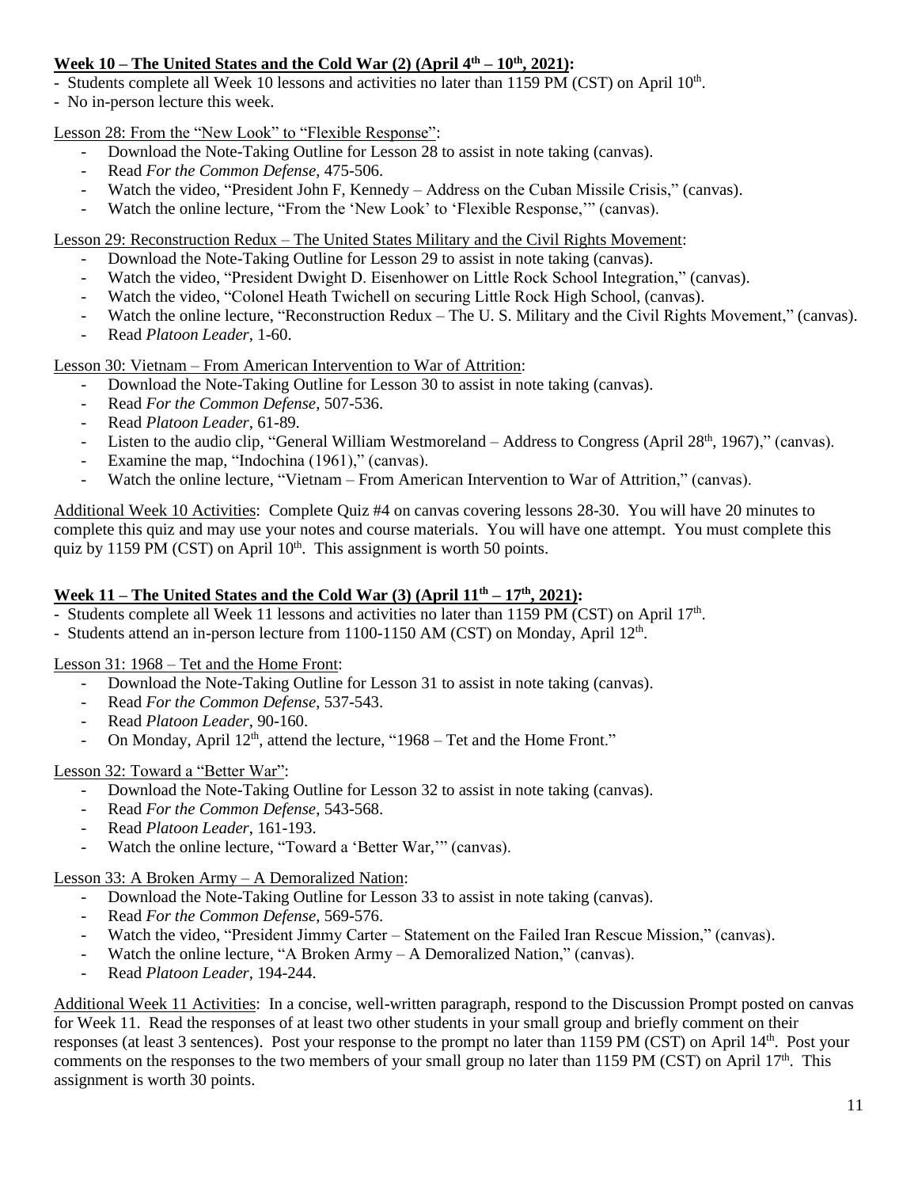**Week 10 – The United States and the Cold War (2) (April 4th – 10th, 2021):**

- Students complete all Week 10 lessons and activities no later than 1159 PM (CST) on April 10th.
- No in-person lecture this week.

Lesson 28: From the "New Look" to "Flexible Response":

- Download the Note-Taking Outline for Lesson 28 to assist in note taking (canvas).
- Read *For the Common Defense*, 475-506.
- Watch the video, "President John F, Kennedy – Address on the Cuban Missile Crisis," (canvas).
- Watch the online lecture, "From the 'New Look' to 'Flexible Response,'" (canvas).

Lesson 29: Reconstruction Redux – The United States Military and the Civil Rights Movement:

- Download the Note-Taking Outline for Lesson 29 to assist in note taking (canvas).
- Watch the video, "President Dwight D. Eisenhower on Little Rock School Integration," (canvas).
- Watch the video, "Colonel Heath Twichell on securing Little Rock High School, (canvas).
- Watch the online lecture, "Reconstruction Redux – The U. S. Military and the Civil Rights Movement," (canvas).
- Read *Platoon Leader*, 1-60.

Lesson 30: Vietnam – From American Intervention to War of Attrition:

- Download the Note-Taking Outline for Lesson 30 to assist in note taking (canvas).
- Read *For the Common Defense*, 507-536.
- Read *Platoon Leader*, 61-89.
- Listen to the audio clip, "General William Westmoreland – Address to Congress (April 28th, 1967)," (canvas).
- Examine the map, "Indochina (1961)," (canvas).
- Watch the online lecture, "Vietnam – From American Intervention to War of Attrition," (canvas).

Additional Week 10 Activities: Complete Quiz #4 on canvas covering lessons 28-30. You will have 20 minutes to complete this quiz and may use your notes and course materials. You will have one attempt. You must complete this quiz by 1159 PM (CST) on April 10th. This assignment is worth 50 points.

**Week 11 – The United States and the Cold War (3) (April 11th – 17th, 2021):**

- Students complete all Week 11 lessons and activities no later than 1159 PM (CST) on April 17th.
- Students attend an in-person lecture from 1100-1150 AM (CST) on Monday, April 12th.

Lesson 31: 1968 – Tet and the Home Front:

- Download the Note-Taking Outline for Lesson 31 to assist in note taking (canvas).
- Read *For the Common Defense*, 537-543.
- Read *Platoon Leader*, 90-160.
- On Monday, April 12th, attend the lecture, "1968 – Tet and the Home Front."

Lesson 32: Toward a "Better War":

- Download the Note-Taking Outline for Lesson 32 to assist in note taking (canvas).
- Read *For the Common Defense*, 543-568.
- Read *Platoon Leader*, 161-193.
- Watch the online lecture, "Toward a 'Better War,'" (canvas).

Lesson 33: A Broken Army – A Demoralized Nation:

- Download the Note-Taking Outline for Lesson 33 to assist in note taking (canvas).
- Read *For the Common Defense*, 569-576.
- Watch the video, "President Jimmy Carter – Statement on the Failed Iran Rescue Mission," (canvas).
- Watch the online lecture, "A Broken Army – A Demoralized Nation," (canvas).
- Read *Platoon Leader*, 194-244.

Additional Week 11 Activities: In a concise, well-written paragraph, respond to the Discussion Prompt posted on canvas for Week 11. Read the responses of at least two other students in your small group and briefly comment on their responses (at least 3 sentences). Post your response to the prompt no later than 1159 PM (CST) on April 14th. Post your comments on the responses to the two members of your small group no later than 1159 PM (CST) on April 17th. This assignment is worth 30 points.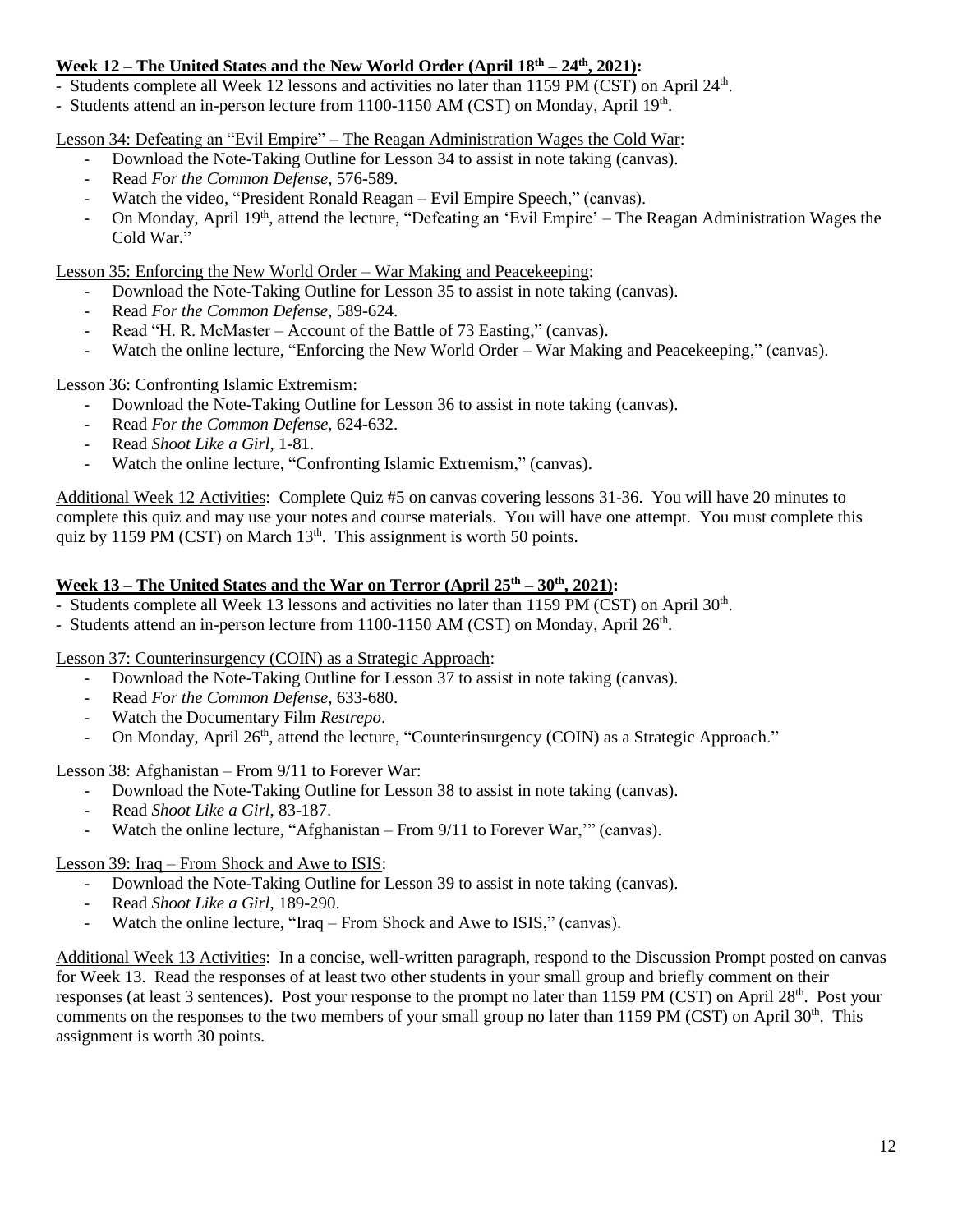**Week 12 – The United States and the New World Order (April 18th – 24th, 2021):**

- Students complete all Week 12 lessons and activities no later than 1159 PM (CST) on April 24th.
- Students attend an in-person lecture from 1100-1150 AM (CST) on Monday, April 19th.

Lesson 34: Defeating an "Evil Empire" – The Reagan Administration Wages the Cold War:

- Download the Note-Taking Outline for Lesson 34 to assist in note taking (canvas).
- Read *For the Common Defense*, 576-589.
- Watch the video, "President Ronald Reagan – Evil Empire Speech," (canvas).
- On Monday, April 19th, attend the lecture, "Defeating an 'Evil Empire' – The Reagan Administration Wages the Cold War."

Lesson 35: Enforcing the New World Order – War Making and Peacekeeping:

- Download the Note-Taking Outline for Lesson 35 to assist in note taking (canvas).
- Read *For the Common Defense*, 589-624.
- Read "H. R. McMaster – Account of the Battle of 73 Easting," (canvas).
- Watch the online lecture, "Enforcing the New World Order – War Making and Peacekeeping," (canvas).

Lesson 36: Confronting Islamic Extremism:

- Download the Note-Taking Outline for Lesson 36 to assist in note taking (canvas).
- Read *For the Common Defense*, 624-632.
- Read *Shoot Like a Girl*, 1-81.
- Watch the online lecture, "Confronting Islamic Extremism," (canvas).

Additional Week 12 Activities: Complete Quiz #5 on canvas covering lessons 31-36. You will have 20 minutes to complete this quiz and may use your notes and course materials. You will have one attempt. You must complete this quiz by 1159 PM (CST) on March 13th. This assignment is worth 50 points.

**Week 13 – The United States and the War on Terror (April 25th – 30th, 2021):**

- Students complete all Week 13 lessons and activities no later than 1159 PM (CST) on April 30th.
- Students attend an in-person lecture from 1100-1150 AM (CST) on Monday, April 26th.

Lesson 37: Counterinsurgency (COIN) as a Strategic Approach:

- Download the Note-Taking Outline for Lesson 37 to assist in note taking (canvas).
- Read *For the Common Defense*, 633-680.
- Watch the Documentary Film *Restrepo*.
- On Monday, April 26th, attend the lecture, "Counterinsurgency (COIN) as a Strategic Approach."

Lesson 38: Afghanistan – From 9/11 to Forever War:

- Download the Note-Taking Outline for Lesson 38 to assist in note taking (canvas).
- Read *Shoot Like a Girl*, 83-187.
- Watch the online lecture, "Afghanistan – From 9/11 to Forever War,'" (canvas).

Lesson 39: Iraq – From Shock and Awe to ISIS:

- Download the Note-Taking Outline for Lesson 39 to assist in note taking (canvas).
- Read *Shoot Like a Girl*, 189-290.
- Watch the online lecture, "Iraq – From Shock and Awe to ISIS," (canvas).

Additional Week 13 Activities: In a concise, well-written paragraph, respond to the Discussion Prompt posted on canvas for Week 13. Read the responses of at least two other students in your small group and briefly comment on their responses (at least 3 sentences). Post your response to the prompt no later than 1159 PM (CST) on April 28th. Post your comments on the responses to the two members of your small group no later than 1159 PM (CST) on April 30th. This assignment is worth 30 points.